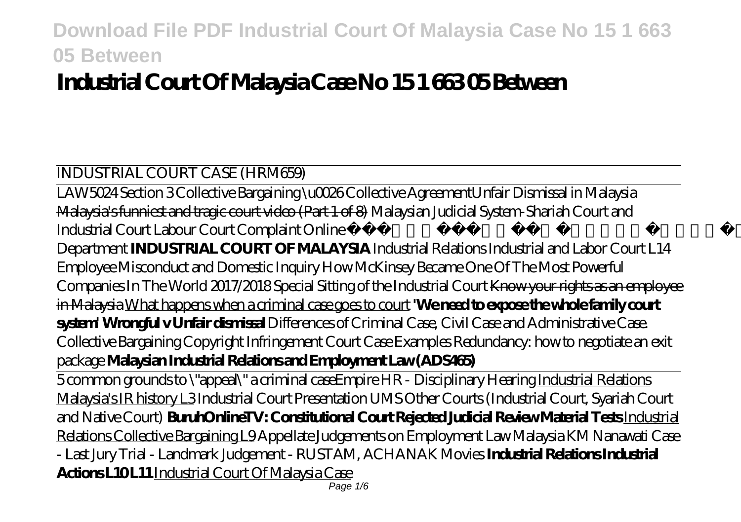# Industrial Court Of Malaysia Case No 15 1 663 05 Between

INDUSTRIAL COURT CASE (HRM659)

LAW5024 Section 3 Collective Bargaining \u0026 Collective Agreement *Unfair Dismissal in Malaysia* Malaysia's funniest and tragic court video (Part 1 of 8) *Malaysian Judicial System-Shariah Court and Industrial Court* *Labour Court Complaint Online 🔥 Department* **INDUSTRIAL COURT OF MALAYSIA** *Industrial Relations Industrial and Labor Court L14* *Employee Misconduct and Domestic Inquiry* *How McKinsey Became One Of The Most Powerful Companies In The World* *2017/2018 Special Sitting of the Industrial Court* Know your rights as an employee in Malaysia What happens when a criminal case goes to court **'We need to expose the whole family court system' Wrongful v Unfair dismissal** *Differences of Criminal Case, Civil Case and Administrative Case.* *Collective Bargaining* *Copyright Infringement Court Case Examples* *Redundancy: how to negotiate an exit package* **Malaysian Industrial Relations and Employment Law (ADS465)**

5 common grounds to \"appeal\" a criminal case*Empire HR - Disciplinary Hearing* Industrial Relations Malaysia's IR history L3 *Industrial Court Presentation UMS* *Other Courts (Industrial Court, Syariah Court and Native Court)* **BuruhOnlineTV: Constitutional Court Rejected Judicial Review Material Tests** Industrial Relations Collective Bargaining L9 *Appellate Judgements on Employment Law Malaysia* *KM Nanawati Case - Last Jury Trial - Landmark Judgement - RUSTAM, ACHANAK Movies* **Industrial Relations Industrial Actions L10 L11** Industrial Court Of Malaysia Case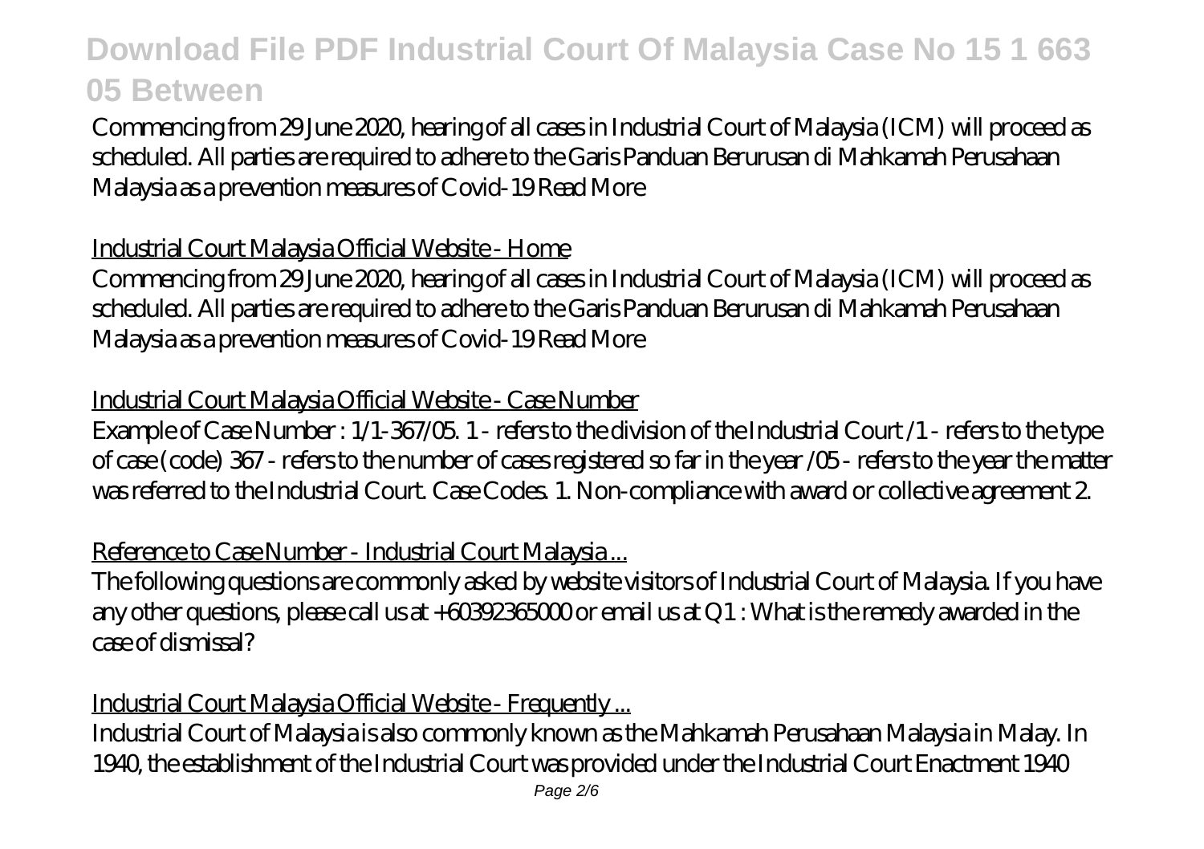Commencing from 29 June 2020, hearing of all cases in Industrial Court of Malaysia (ICM) will proceed as scheduled. All parties are required to adhere to the Garis Panduan Berurusan di Mahkamah Perusahaan Malaysia as a prevention measures of Covid-19 Read More

## Industrial Court Malaysia Official Website - Home

Commencing from 29 June 2020, hearing of all cases in Industrial Court of Malaysia (ICM) will proceed as scheduled. All parties are required to adhere to the Garis Panduan Berurusan di Mahkamah Perusahaan Malaysia as a prevention measures of Covid-19 Read More

## Industrial Court Malaysia Official Website - Case Number

Example of Case Number : 1/1-367/05. 1 - refers to the division of the Industrial Court /1 - refers to the type of case (code) 367 - refers to the number of cases registered so far in the year /05 - refers to the year the matter was referred to the Industrial Court. Case Codes. 1. Non-compliance with award or collective agreement 2.

## Reference to Case Number - Industrial Court Malaysia ...

The following questions are commonly asked by website visitors of Industrial Court of Malaysia. If you have any other questions, please call us at +60392365000 or email us at Q1 : What is the remedy awarded in the case of dismissal?

## Industrial Court Malaysia Official Website - Frequently ...

Industrial Court of Malaysia is also commonly known as the Mahkamah Perusahaan Malaysia in Malay. In 1940, the establishment of the Industrial Court was provided under the Industrial Court Enactment 1940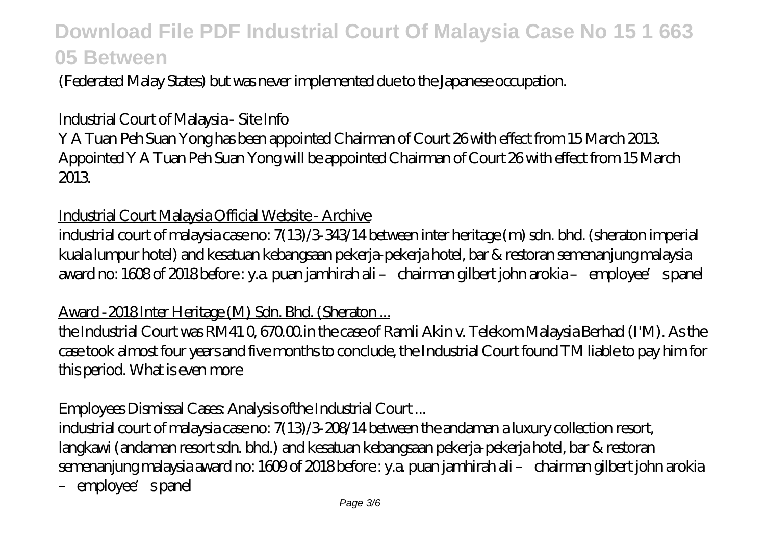(Federated Malay States) but was never implemented due to the Japanese occupation.

## Industrial Court of Malaysia - Site Info

Y A Tuan Peh Suan Yong has been appointed Chairman of Court 26 with effect from 15 March 2013. Appointed Y A Tuan Peh Suan Yong will be appointed Chairman of Court 26 with effect from 15 March 2013.

## Industrial Court Malaysia Official Website - Archive

industrial court of malaysia case no: 7(13)/3-343/14 between inter heritage (m) sdn. bhd. (sheraton imperial kuala lumpur hotel) and kesatuan kebangsaan pekerja-pekerja hotel, bar & restoran semenanjung malaysia award no: 1608 of 2018 before : y.a. puan jamhirah ali – chairman gilbert john arokia – employee's panel

## Award -2018 Inter Heritage (M) Sdn. Bhd. (Sheraton ...

the Industrial Court was RM41 0, 670.00.in the case of Ramli Akin v. Telekom Malaysia Berhad (I'M). As the case took almost four years and five months to conclude, the Industrial Court found TM liable to pay him for this period. What is even more

## Employees Dismissal Cases: Analysis ofthe Industrial Court ...

industrial court of malaysia case no: 7(13)/3-208/14 between the andaman a luxury collection resort, langkawi (andaman resort sdn. bhd.) and kesatuan kebangsaan pekerja-pekerja hotel, bar & restoran semenanjung malaysia award no: 1609 of 2018 before : y.a. puan jamhirah ali – chairman gilbert john arokia – employee's panel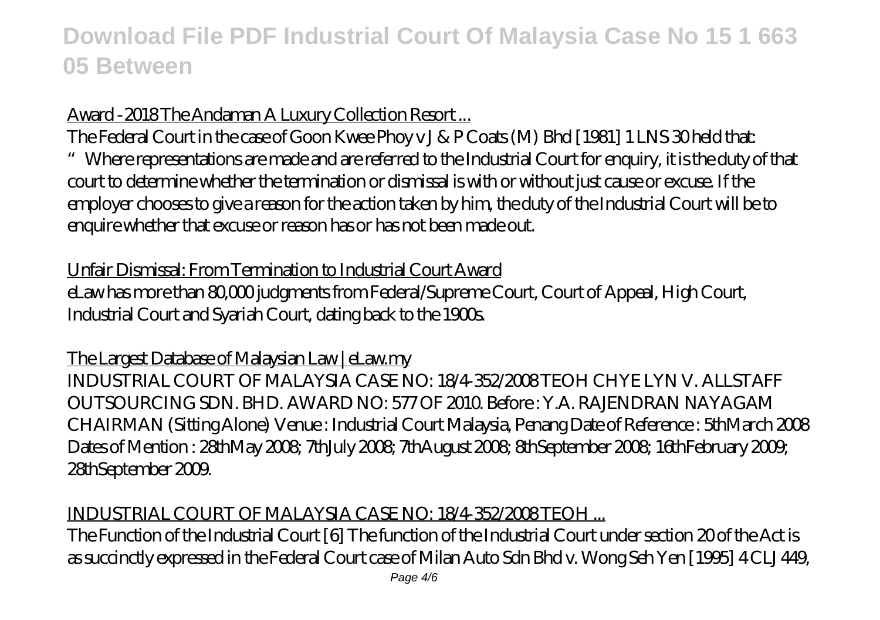Award -2018 The Andaman A Luxury Collection Resort ...

The Federal Court in the case of Goon Kwee Phoy v J & P Coats (M) Bhd [1981] 1 LNS 30 held that: "Where representations are made and are referred to the Industrial Court for enquiry, it is the duty of that court to determine whether the termination or dismissal is with or without just cause or excuse. If the employer chooses to give a reason for the action taken by him, the duty of the Industrial Court will be to enquire whether that excuse or reason has or has not been made out.

Unfair Dismissal: From Termination to Industrial Court Award

eLaw has more than 80,000 judgments from Federal/Supreme Court, Court of Appeal, High Court, Industrial Court and Syariah Court, dating back to the 1900s.

The Largest Database of Malaysian Law | eLaw.my

INDUSTRIAL COURT OF MALAYSIA CASE NO: 18/4-352/2008 TEOH CHYE LYN V. ALLSTAFF OUTSOURCING SDN. BHD. AWARD NO: 577 OF 2010. Before : Y.A. RAJENDRAN NAYAGAM CHAIRMAN (Sitting Alone) Venue : Industrial Court Malaysia, Penang Date of Reference : 5thMarch 2008 Dates of Mention : 28thMay 2008; 7thJuly 2008; 7thAugust 2008; 8thSeptember 2008; 16thFebruary 2009; 28thSeptember 2009.

INDUSTRIAL COURT OF MALAYSIA CASE NO: 18/4-352/2008 TEOH ...

The Function of the Industrial Court [6] The function of the Industrial Court under section 20 of the Act is as succinctly expressed in the Federal Court case of Milan Auto Sdn Bhd v. Wong Seh Yen [1995] 4 CLJ 449,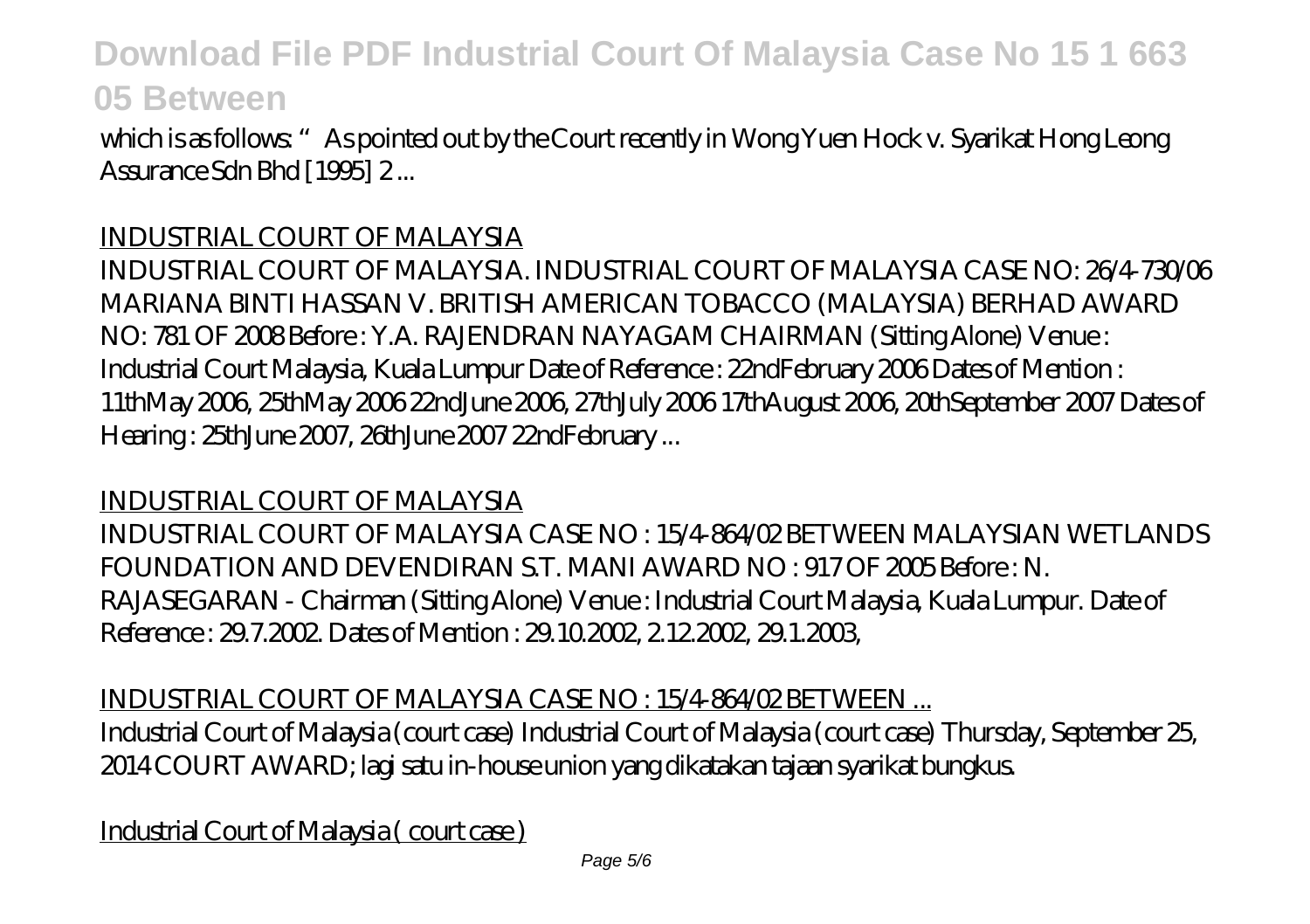which is as follows: " As pointed out by the Court recently in Wong Yuen Hock v. Syarikat Hong Leong Assurance Sdn Bhd [1995] 2 ...

INDUSTRIAL COURT OF MALAYSIA

INDUSTRIAL COURT OF MALAYSIA. INDUSTRIAL COURT OF MALAYSIA CASE NO: 26/4-730/06 MARIANA BINTI HASSAN V. BRITISH AMERICAN TOBACCO (MALAYSIA) BERHAD AWARD NO: 781 OF 2008 Before : Y.A. RAJENDRAN NAYAGAM CHAIRMAN (Sitting Alone) Venue : Industrial Court Malaysia, Kuala Lumpur Date of Reference : 22ndFebruary 2006 Dates of Mention : 11thMay 2006, 25thMay 2006 22ndJune 2006, 27thJuly 2006 17thAugust 2006, 20thSeptember 2007 Dates of Hearing : 25thJune 2007, 26thJune 2007 22ndFebruary ...

INDUSTRIAL COURT OF MALAYSIA

INDUSTRIAL COURT OF MALAYSIA CASE NO : 15/4-864/02 BETWEEN MALAYSIAN WETLANDS FOUNDATION AND DEVENDIRAN S.T. MANI AWARD NO : 917 OF 2005 Before : N. RAJASEGARAN - Chairman (Sitting Alone) Venue : Industrial Court Malaysia, Kuala Lumpur. Date of Reference : 29.7.2002. Dates of Mention : 29.10.2002, 2.12.2002, 29.1.2003,

INDUSTRIAL COURT OF MALAYSIA CASE NO : 15/4-864/02 BETWEEN ...

Industrial Court of Malaysia (court case) Industrial Court of Malaysia (court case) Thursday, September 25, 2014 COURT AWARD; lagi satu in-house union yang dikatakan tajaan syarikat bungkus.

Industrial Court of Malaysia ( court case )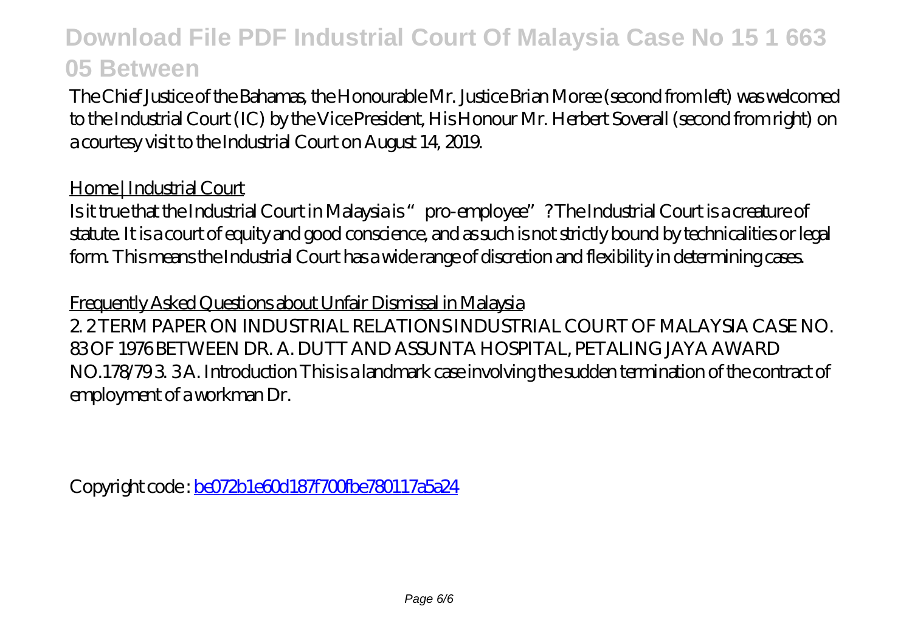The Chief Justice of the Bahamas, the Honourable Mr. Justice Brian Moree (second from left) was welcomed to the Industrial Court (IC) by the Vice President, His Honour Mr. Herbert Soverall (second from right) on a courtesy visit to the Industrial Court on August 14, 2019.

Home | Industrial Court

Is it true that the Industrial Court in Malaysia is "pro-employee"? The Industrial Court is a creature of statute. It is a court of equity and good conscience, and as such is not strictly bound by technicalities or legal form. This means the Industrial Court has a wide range of discretion and flexibility in determining cases.

Frequently Asked Questions about Unfair Dismissal in Malaysia

2. 2 TERM PAPER ON INDUSTRIAL RELATIONS INDUSTRIAL COURT OF MALAYSIA CASE NO. 83 OF 1976 BETWEEN DR. A. DUTT AND ASSUNTA HOSPITAL, PETALING JAYA AWARD NO.178/79 3. 3 A. Introduction This is a landmark case involving the sudden termination of the contract of employment of a workman Dr.

Copyright code : be072b1e60d187f700fbe780117a5a24